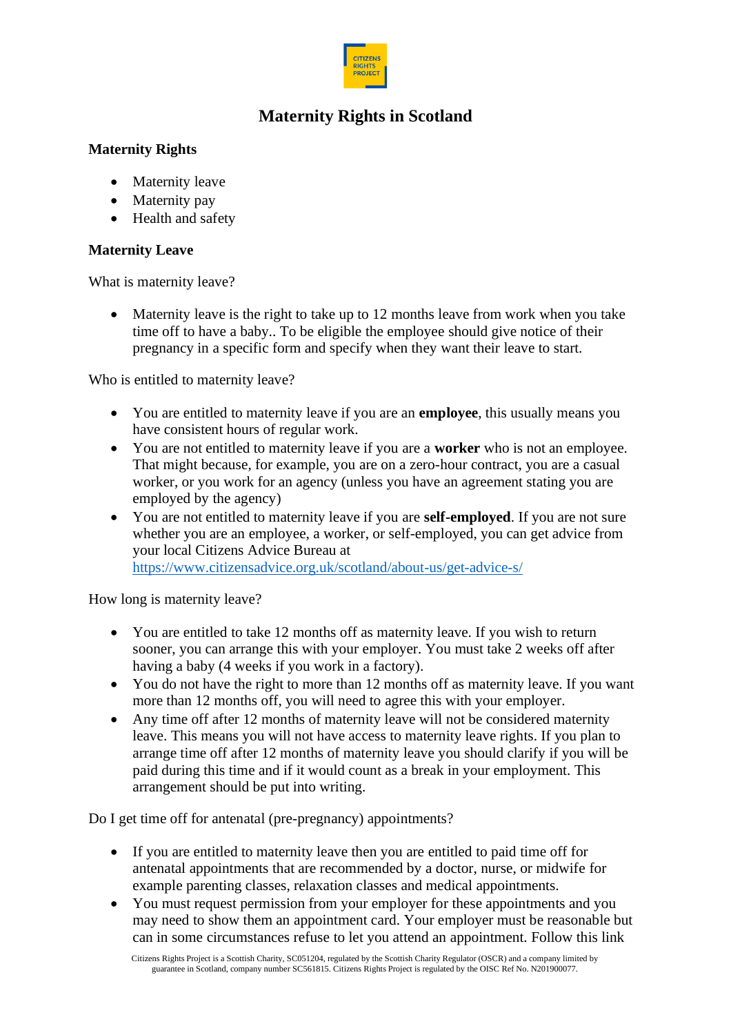# Maternity Rights in Scotland

## Maternity Rights

- Maternity leave
- Maternity pay
- Health and safety

## Maternity Leave

What is maternity leave?

- Maternity leave is the right to take up to 12 months leave from work when you take time off to have a baby.. To be eligible the employee should give notice of their pregnancy in a specific form and specify when they want their leave to start.

Who is entitled to maternity leave?

- You are entitled to maternity leave if you are an **employee**, this usually means you have consistent hours of regular work.
- You are not entitled to maternity leave if you are a **worker** who is not an employee. That might because, for example, you are on a zero-hour contract, you are a casual worker, or you work for an agency (unless you have an agreement stating you are employed by the agency)
- You are not entitled to maternity leave if you are **self-employed**. If you are not sure whether you are an employee, a worker, or self-employed, you can get advice from your local Citizens Advice Bureau at [https://www.citizensadvice.org.uk/scotland/about-us/get-advice-s/](https://www.citizensadvice.org.uk/scotland/about-us/get-advice-s/)

How long is maternity leave?

- You are entitled to take 12 months off as maternity leave. If you wish to return sooner, you can arrange this with your employer. You must take 2 weeks off after having a baby (4 weeks if you work in a factory).
- You do not have the right to more than 12 months off as maternity leave. If you want more than 12 months off, you will need to agree this with your employer.
- Any time off after 12 months of maternity leave will not be considered maternity leave. This means you will not have access to maternity leave rights. If you plan to arrange time off after 12 months of maternity leave you should clarify if you will be paid during this time and if it would count as a break in your employment. This arrangement should be put into writing.

Do I get time off for antenatal (pre-pregnancy) appointments?

- If you are entitled to maternity leave then you are entitled to paid time off for antenatal appointments that are recommended by a doctor, nurse, or midwife for example parenting classes, relaxation classes and medical appointments.
- You must request permission from your employer for these appointments and you may need to show them an appointment card. Your employer must be reasonable but can in some circumstances refuse to let you attend an appointment. Follow this link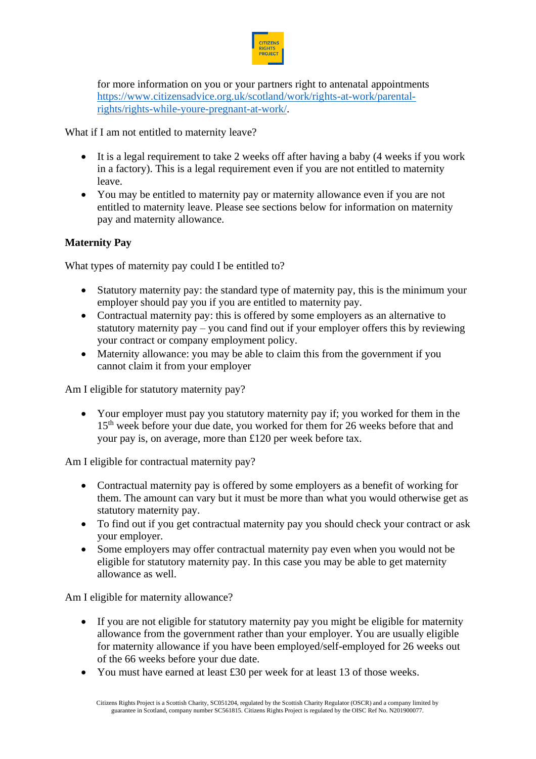for more information on you or your partners right to antenatal appointments [https://www.citizensadvice.org.uk/scotland/work/rights-at-work/parental-rights/rights-while-youre-pregnant-at-work/](https://www.citizensadvice.org.uk/scotland/work/rights-at-work/parental-rights/rights-while-youre-pregnant-at-work/).

What if I am not entitled to maternity leave?

- It is a legal requirement to take 2 weeks off after having a baby (4 weeks if you work in a factory). This is a legal requirement even if you are not entitled to maternity leave.
- You may be entitled to maternity pay or maternity allowance even if you are not entitled to maternity leave. Please see sections below for information on maternity pay and maternity allowance.

**Maternity Pay**

What types of maternity pay could I be entitled to?

- Statutory maternity pay: the standard type of maternity pay, this is the minimum your employer should pay you if you are entitled to maternity pay.
- Contractual maternity pay: this is offered by some employers as an alternative to statutory maternity pay – you cand find out if your employer offers this by reviewing your contract or company employment policy.
- Maternity allowance: you may be able to claim this from the government if you cannot claim it from your employer

Am I eligible for statutory maternity pay?

- Your employer must pay you statutory maternity pay if; you worked for them in the 15th week before your due date, you worked for them for 26 weeks before that and your pay is, on average, more than £120 per week before tax.

Am I eligible for contractual maternity pay?

- Contractual maternity pay is offered by some employers as a benefit of working for them. The amount can vary but it must be more than what you would otherwise get as statutory maternity pay.
- To find out if you get contractual maternity pay you should check your contract or ask your employer.
- Some employers may offer contractual maternity pay even when you would not be eligible for statutory maternity pay. In this case you may be able to get maternity allowance as well.

Am I eligible for maternity allowance?

- If you are not eligible for statutory maternity pay you might be eligible for maternity allowance from the government rather than your employer. You are usually eligible for maternity allowance if you have been employed/self-employed for 26 weeks out of the 66 weeks before your due date.
- You must have earned at least £30 per week for at least 13 of those weeks.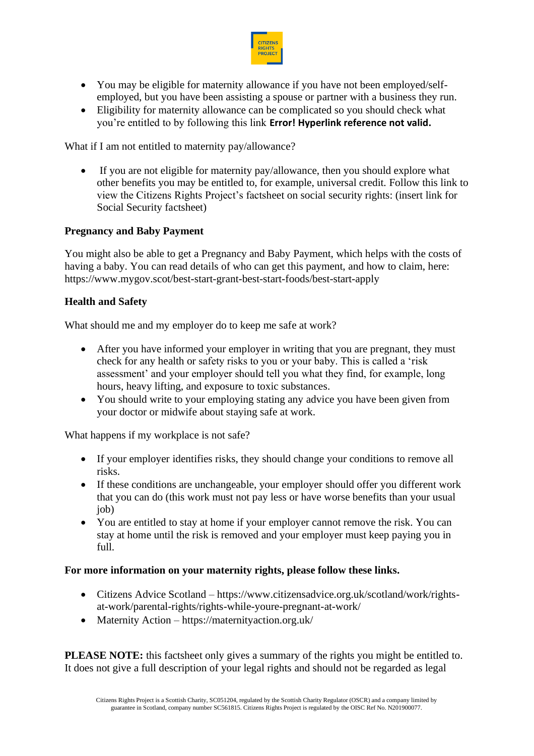- You may be eligible for maternity allowance if you have not been employed/self-employed, but you have been assisting a spouse or partner with a business they run.
- Eligibility for maternity allowance can be complicated so you should check what you're entitled to by following this link **Error! Hyperlink reference not valid.**

What if I am not entitled to maternity pay/allowance?

- If you are not eligible for maternity pay/allowance, then you should explore what other benefits you may be entitled to, for example, universal credit. Follow this link to view the Citizens Rights Project's factsheet on social security rights: (insert link for Social Security factsheet)

**Pregnancy and Baby Payment**

You might also be able to get a Pregnancy and Baby Payment, which helps with the costs of having a baby. You can read details of who can get this payment, and how to claim, here: https://www.mygov.scot/best-start-grant-best-start-foods/best-start-apply

**Health and Safety**

What should me and my employer do to keep me safe at work?

- After you have informed your employer in writing that you are pregnant, they must check for any health or safety risks to you or your baby. This is called a 'risk assessment' and your employer should tell you what they find, for example, long hours, heavy lifting, and exposure to toxic substances.
- You should write to your employing stating any advice you have been given from your doctor or midwife about staying safe at work.

What happens if my workplace is not safe?

- If your employer identifies risks, they should change your conditions to remove all risks.
- If these conditions are unchangeable, your employer should offer you different work that you can do (this work must not pay less or have worse benefits than your usual job)
- You are entitled to stay at home if your employer cannot remove the risk. You can stay at home until the risk is removed and your employer must keep paying you in full.

**For more information on your maternity rights, please follow these links.**

- Citizens Advice Scotland – https://www.citizensadvice.org.uk/scotland/work/rights-at-work/parental-rights/rights-while-youre-pregnant-at-work/
- Maternity Action – https://maternityaction.org.uk/

**PLEASE NOTE:** this factsheet only gives a summary of the rights you might be entitled to. It does not give a full description of your legal rights and should not be regarded as legal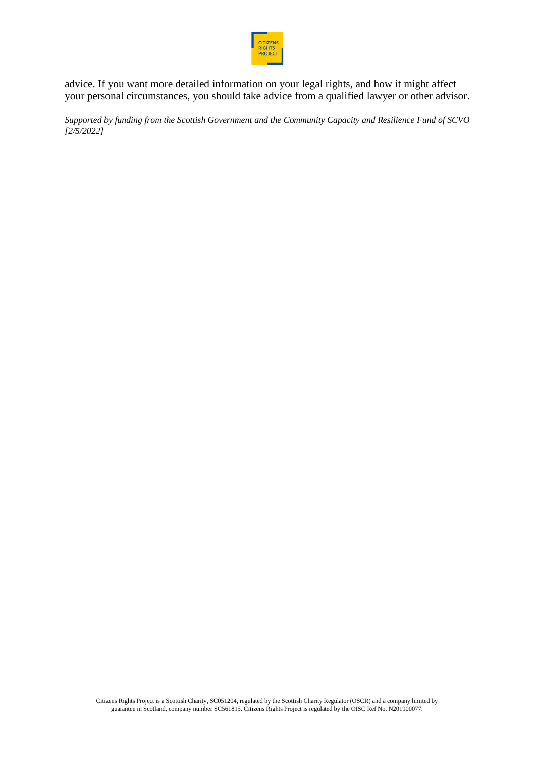advice. If you want more detailed information on your legal rights, and how it might affect your personal circumstances, you should take advice from a qualified lawyer or other advisor.

*Supported by funding from the Scottish Government and the Community Capacity and Resilience Fund of SCVO [2/5/2022]*